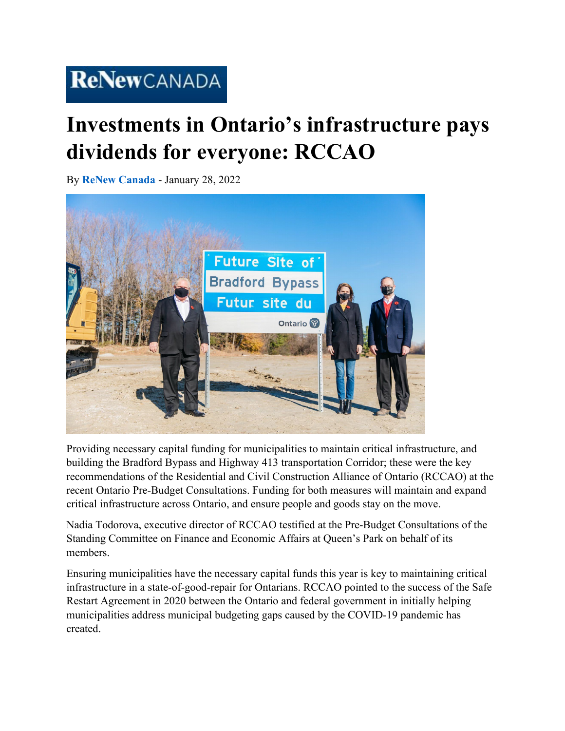ReNew CANADA

# Investments in Ontario's infrastructure pays dividends for everyone: RCCAO

By **ReNew Canada** - January 28, 2022

Providing necessary capital funding for municipalities to maintain critical infrastructure, and building the Bradford Bypass and Highway 413 transportation Corridor; these were the key recommendations of the Residential and Civil Construction Alliance of Ontario (RCCAO) at the recent Ontario Pre-Budget Consultations. Funding for both measures will maintain and expand critical infrastructure across Ontario, and ensure people and goods stay on the move.

Nadia Todorova, executive director of RCCAO testified at the Pre-Budget Consultations of the Standing Committee on Finance and Economic Affairs at Queen's Park on behalf of its members.

Ensuring municipalities have the necessary capital funds this year is key to maintaining critical infrastructure in a state-of-good-repair for Ontarians. RCCAO pointed to the success of the Safe Restart Agreement in 2020 between the Ontario and federal government in initially helping municipalities address municipal budgeting gaps caused by the COVID-19 pandemic has created.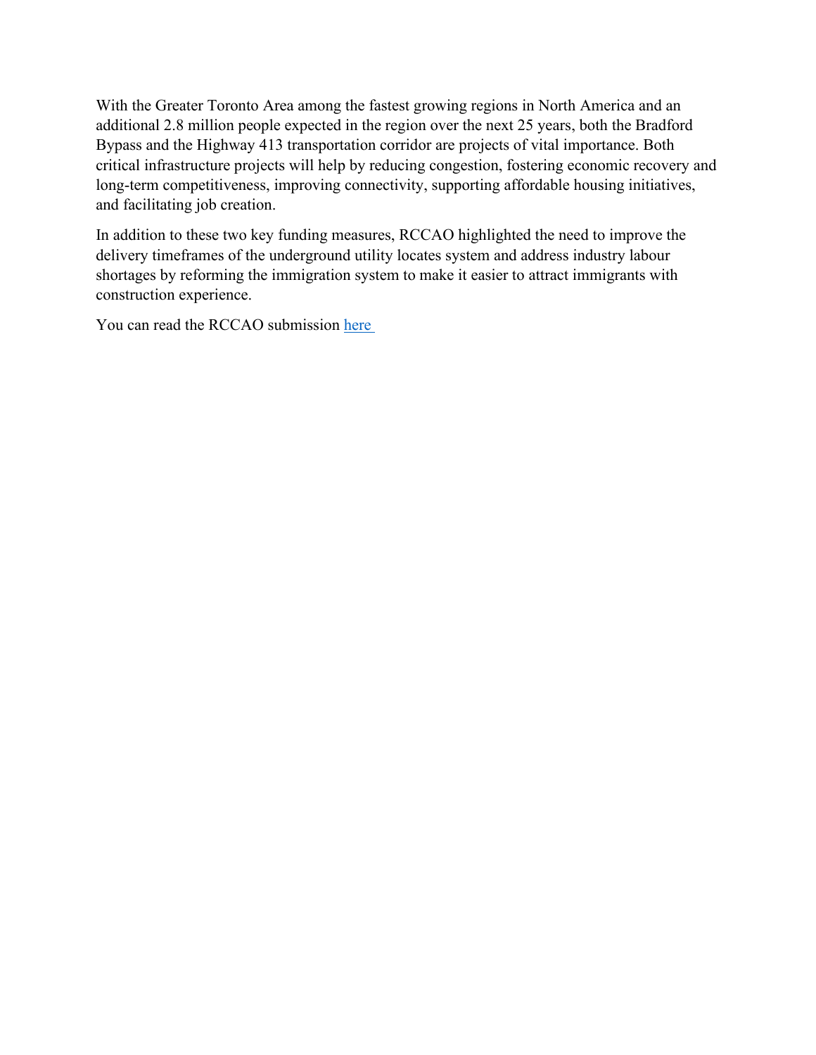With the Greater Toronto Area among the fastest growing regions in North America and an additional 2.8 million people expected in the region over the next 25 years, both the Bradford Bypass and the Highway 413 transportation corridor are projects of vital importance. Both critical infrastructure projects will help by reducing congestion, fostering economic recovery and long-term competitiveness, improving connectivity, supporting affordable housing initiatives, and facilitating job creation.

In addition to these two key funding measures, RCCAO highlighted the need to improve the delivery timeframes of the underground utility locates system and address industry labour shortages by reforming the immigration system to make it easier to attract immigrants with construction experience.

You can read the RCCAO submission here